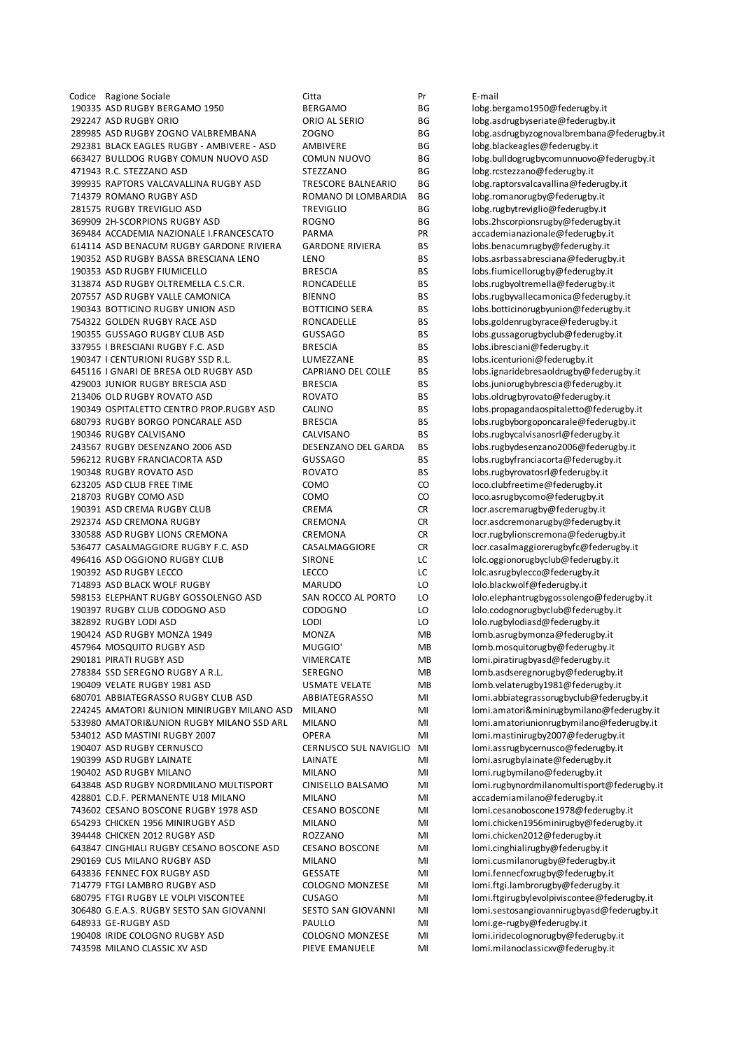| Codice | Ragione Sociale | Citta | Pr | E-mail |
|---|---|---|---|---|
| 190335 | ASD RUGBY BERGAMO 1950 | BERGAMO | BG | lobg.bergamo1950@federugby.it |
| 292247 | ASD RUGBY ORIO | ORIO AL SERIO | BG | lobg.asdrugbyseriate@federugby.it |
| 289985 | ASD RUGBY ZOGNO VALBREMBANA | ZOGNO | BG | lobg.asdrugbyzognovalbrembana@federugby.it |
| 292381 | BLACK EAGLES RUGBY - AMBIVERE - ASD | AMBIVERE | BG | lobg.blackeagles@federugby.it |
| 663427 | BULLDOG RUGBY COMUN NUOVO ASD | COMUN NUOVO | BG | lobg.bulldogrugbycomunnuovo@federugby.it |
| 471943 | R.C. STEZZANO ASD | STEZZANO | BG | lobg.rcstezzano@federugby.it |
| 399935 | RAPTORS VALCAVALLINA RUGBY ASD | TRESCORE BALNEARIO | BG | lobg.raptorsvalcavallina@federugby.it |
| 714379 | ROMANO RUGBY ASD | ROMANO DI LOMBARDIA | BG | lobg.romanorugby@federugby.it |
| 281575 | RUGBY TREVIGLIO ASD | TREVIGLIO | BG | lobg.rugbytreviglio@federugby.it |
| 369909 | 2H-SCORPIONS RUGBY ASD | ROGNO | BG | lobs.2hscorpionsrugby@federugby.it |
| 369484 | ACCADEMIA NAZIONALE I.FRANCESCATO | PARMA | PR | accademianazionale@federugby.it |
| 614114 | ASD BENACUM RUGBY GARDONE RIVIERA | GARDONE RIVIERA | BS | lobs.benacumrugby@federugby.it |
| 190352 | ASD RUGBY BASSA BRESCIANA LENO | LENO | BS | lobs.asrbassabresciana@federugby.it |
| 190353 | ASD RUGBY FIUMICELLO | BRESCIA | BS | lobs.fiumicellorugby@federugby.it |
| 313874 | ASD RUGBY OLTREMELLA C.S.C.R. | RONCADELLE | BS | lobs.rugbyoltremella@federugby.it |
| 207557 | ASD RUGBY VALLE CAMONICA | BIENNO | BS | lobs.rugbyvallecamonica@federugby.it |
| 190343 | BOTTICINO RUGBY UNION ASD | BOTTICINO SERA | BS | lobs.botticinorugbyunion@federugby.it |
| 754322 | GOLDEN RUGBY RACE ASD | RONCADELLE | BS | lobs.goldenrugbyrace@federugby.it |
| 190355 | GUSSAGO RUGBY CLUB ASD | GUSSAGO | BS | lobs.gussagorugbyclub@federugby.it |
| 337955 | I BRESCIANI RUGBY F.C. ASD | BRESCIA | BS | lobs.ibresciani@federugby.it |
| 190347 | I CENTURIONI RUGBY SSD R.L. | LUMEZZANE | BS | lobs.icenturioni@federugby.it |
| 645116 | I GNARI DE BRESA OLD RUGBY ASD | CAPRIANO DEL COLLE | BS | lobs.ignaridebresaoldrugby@federugby.it |
| 429003 | JUNIOR RUGBY BRESCIA ASD | BRESCIA | BS | lobs.juniorugbybrescia@federugby.it |
| 213406 | OLD RUGBY ROVATO ASD | ROVATO | BS | lobs.oldrugbyrovato@federugby.it |
| 190349 | OSPITALETTO CENTRO PROP.RUGBY ASD | CALINO | BS | lobs.propagandaospitaletto@federugby.it |
| 680793 | RUGBY BORGO PONCARALE ASD | BRESCIA | BS | lobs.rugbyborgoponcarale@federugby.it |
| 190346 | RUGBY CALVISANO | CALVISANO | BS | lobs.rugbycalvisanosrl@federugby.it |
| 243567 | RUGBY DESENZANO 2006 ASD | DESENZANO DEL GARDA | BS | lobs.rugbydesenzano2006@federugby.it |
| 596212 | RUGBY FRANCIACORTA ASD | GUSSAGO | BS | lobs.rugbyfranciacorta@federugby.it |
| 190348 | RUGBY ROVATO ASD | ROVATO | BS | lobs.rugbyrovatosrl@federugby.it |
| 623205 | ASD CLUB FREE TIME | COMO | CO | loco.clubfreetime@federugby.it |
| 218703 | RUGBY COMO ASD | COMO | CO | loco.asrugbycomo@federugby.it |
| 190391 | ASD CREMA RUGBY CLUB | CREMA | CR | locr.ascremarugby@federugby.it |
| 292374 | ASD CREMONA RUGBY | CREMONA | CR | locr.asdcremonarugby@federugby.it |
| 330588 | ASD RUGBY LIONS CREMONA | CREMONA | CR | locr.rugbylionscremona@federugby.it |
| 536477 | CASALMAGGIORE RUGBY F.C. ASD | CASALMAGGIORE | CR | locr.casalmaggiorerugbyfc@federugby.it |
| 496416 | ASD OGGIONO RUGBY CLUB | SIRONE | LC | lolc.oggionorugbyclub@federugby.it |
| 190392 | ASD RUGBY LECCO | LECCO | LC | lolc.asrugbylecco@federugby.it |
| 714893 | ASD BLACK WOLF RUGBY | MARUDO | LO | lolo.blackwolf@federugby.it |
| 598153 | ELEPHANT RUGBY GOSSOLENGO ASD | SAN ROCCO AL PORTO | LO | lolo.elephantrugbygossolengo@federugby.it |
| 190397 | RUGBY CLUB CODOGNO ASD | CODOGNO | LO | lolo.codognorugbyclub@federugby.it |
| 382892 | RUGBY LODI ASD | LODI | LO | lolo.rugbylodiasd@federugby.it |
| 190424 | ASD RUGBY MONZA 1949 | MONZA | MB | lomb.asrugbymonza@federugby.it |
| 457964 | MOSQUITO RUGBY ASD | MUGGIO' | MB | lomb.mosquitorugby@federugby.it |
| 290181 | PIRATI RUGBY ASD | VIMERCATE | MB | lomi.piratirugbyasd@federugby.it |
| 278384 | SSD SEREGNO RUGBY A R.L. | SEREGNO | MB | lomb.asdseregnorugby@federugby.it |
| 190409 | VELATE RUGBY 1981 ASD | USMATE VELATE | MB | lomb.velaterugby1981@federugby.it |
| 680701 | ABBIATEGRASSO RUGBY CLUB ASD | ABBIATEGRASSO | MI | lomi.abbiategrassorugbyclub@federugby.it |
| 224245 | AMATORI &UNION MINIRUGBY MILANO ASD | MILANO | MI | lomi.amatori&minirugbymilano@federugby.it |
| 533980 | AMATORI&UNION RUGBY MILANO SSD ARL | MILANO | MI | lomi.amatoriunionrugbymilano@federugby.it |
| 534012 | ASD MASTINI RUGBY 2007 | OPERA | MI | lomi.mastinirugby2007@federugby.it |
| 190407 | ASD RUGBY CERNUSCO | CERNUSCO SUL NAVIGLIO | MI | lomi.assrugbycernusco@federugby.it |
| 190399 | ASD RUGBY LAINATE | LAINATE | MI | lomi.asrugbylainate@federugby.it |
| 190402 | ASD RUGBY MILANO | MILANO | MI | lomi.rugbymilano@federugby.it |
| 643848 | ASD RUGBY NORDMILANO MULTISPORT | CINISELLO BALSAMO | MI | lomi.rugbynordmilanomultisport@federugby.it |
| 428801 | C.D.F. PERMANENTE U18 MILANO | MILANO | MI | accademiamilano@federugby.it |
| 743602 | CESANO BOSCONE RUGBY 1978 ASD | CESANO BOSCONE | MI | lomi.cesanoboscone1978@federugby.it |
| 654293 | CHICKEN 1956 MINIRUGBY ASD | MILANO | MI | lomi.chicken1956minirugby@federugby.it |
| 394448 | CHICKEN 2012 RUGBY ASD | ROZZANO | MI | lomi.chicken2012@federugby.it |
| 643847 | CINGHIALI RUGBY CESANO BOSCONE ASD | CESANO BOSCONE | MI | lomi.cinghialirugby@federugby.it |
| 290169 | CUS MILANO RUGBY ASD | MILANO | MI | lomi.cusmilanorugby@federugby.it |
| 643836 | FENNEC FOX RUGBY ASD | GESSATE | MI | lomi.fennecfoxrugby@federugby.it |
| 714779 | FTGI LAMBRO RUGBY ASD | COLOGNO MONZESE | MI | lomi.ftgi.lambrorugby@federugby.it |
| 680795 | FTGI RUGBY LE VOLPI VISCONTEE | CUSAGO | MI | lomi.ftgirugbylevolpiviscontee@federugby.it |
| 306480 | G.E.A.S. RUGBY SESTO SAN GIOVANNI | SESTO SAN GIOVANNI | MI | lomi.sestosangiovannirugbyasd@federugby.it |
| 648933 | GE-RUGBY ASD | PAULLO | MI | lomi.ge-rugby@federugby.it |
| 190408 | IRIDE COLOGNO RUGBY ASD | COLOGNO MONZESE | MI | lomi.iridecolognorugby@federugby.it |
| 743598 | MILANO CLASSIC XV ASD | PIEVE EMANUELE | MI | lomi.milanoclassicxv@federugby.it |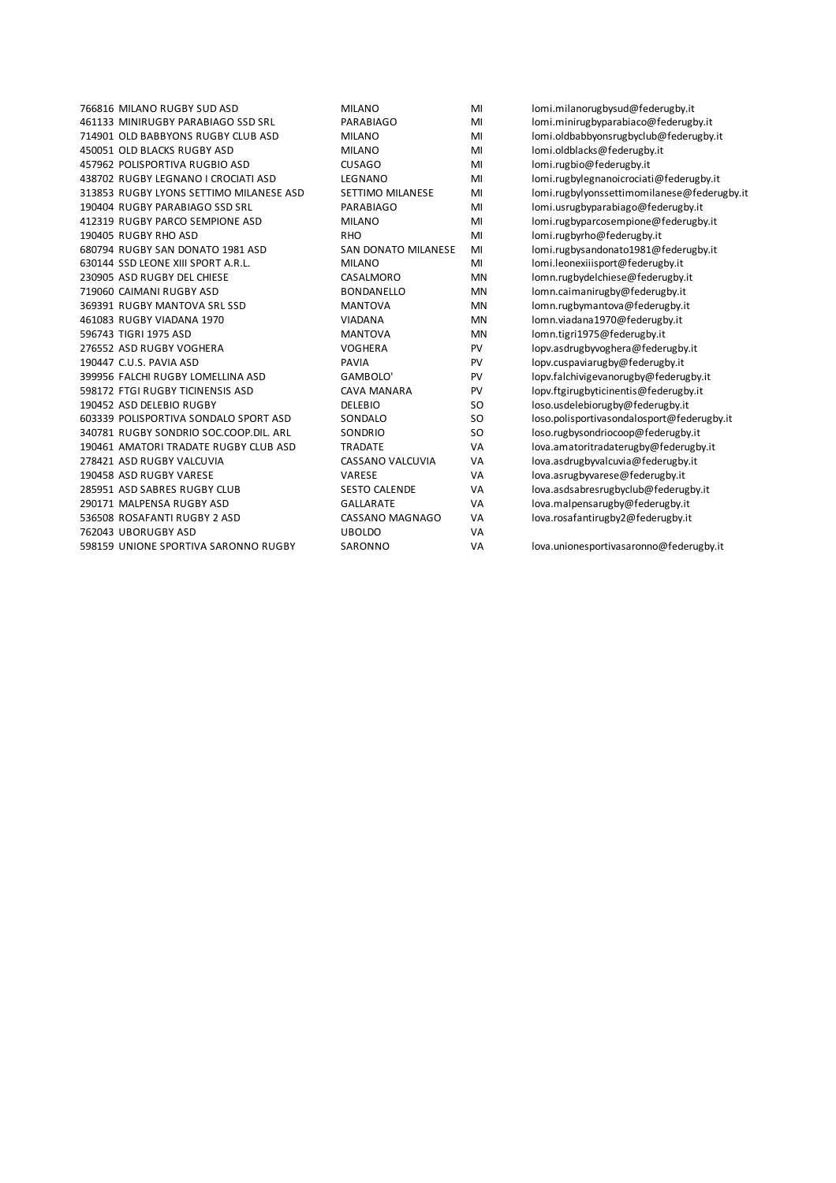| | | | | |
|---|---|---|---|---|
| 766816 | MILANO RUGBY SUD ASD | MILANO | MI | lomi.milanorugbysud@federugby.it |
| 461133 | MINIRUGBY PARABIAGO SSD SRL | PARABIAGO | MI | lomi.minirugbyparabiaco@federugby.it |
| 714901 | OLD BABBYONS RUGBY CLUB ASD | MILANO | MI | lomi.oldbabbyonsrugbyclub@federugby.it |
| 450051 | OLD BLACKS RUGBY ASD | MILANO | MI | lomi.oldblacks@federugby.it |
| 457962 | POLISPORTIVA RUGBIO ASD | CUSAGO | MI | lomi.rugbio@federugby.it |
| 438702 | RUGBY LEGNANO I CROCIATI ASD | LEGNANO | MI | lomi.rugbylegnanoicrociati@federugby.it |
| 313853 | RUGBY LYONS SETTIMO MILANESE ASD | SETTIMO MILANESE | MI | lomi.rugbylyonssettimomilanese@federugby.it |
| 190404 | RUGBY PARABIAGO SSD SRL | PARABIAGO | MI | lomi.usrugbyparabiago@federugby.it |
| 412319 | RUGBY PARCO SEMPIONE ASD | MILANO | MI | lomi.rugbyparcosempione@federugby.it |
| 190405 | RUGBY RHO ASD | RHO | MI | lomi.rugbyrho@federugby.it |
| 680794 | RUGBY SAN DONATO 1981 ASD | SAN DONATO MILANESE | MI | lomi.rugbysandonato1981@federugby.it |
| 630144 | SSD LEONE XIII SPORT A.R.L. | MILANO | MI | lomi.leonexiiisport@federugby.it |
| 230905 | ASD RUGBY DEL CHIESE | CASALMORO | MN | lomn.rugbydelchiese@federugby.it |
| 719060 | CAIMANI RUGBY ASD | BONDANELLO | MN | lomn.caimanirugby@federugby.it |
| 369391 | RUGBY MANTOVA SRL SSD | MANTOVA | MN | lomn.rugbymantova@federugby.it |
| 461083 | RUGBY VIADANA 1970 | VIADANA | MN | lomn.viadana1970@federugby.it |
| 596743 | TIGRI 1975 ASD | MANTOVA | MN | lomn.tigri1975@federugby.it |
| 276552 | ASD RUGBY VOGHERA | VOGHERA | PV | lopv.asdrugbyvoghera@federugby.it |
| 190447 | C.U.S. PAVIA ASD | PAVIA | PV | lopv.cuspaviarugby@federugby.it |
| 399956 | FALCHI RUGBY LOMELLINA ASD | GAMBOLO' | PV | lopv.falchivigevanorugby@federugby.it |
| 598172 | FTGI RUGBY TICINENSIS ASD | CAVA MANARA | PV | lopv.ftgirugbyticinentis@federugby.it |
| 190452 | ASD DELEBIO RUGBY | DELEBIO | SO | loso.usdelebiorugby@federugby.it |
| 603339 | POLISPORTIVA SONDALO SPORT ASD | SONDALO | SO | loso.polisportivasondalosport@federugby.it |
| 340781 | RUGBY SONDRIO SOC.COOP.DIL. ARL | SONDRIO | SO | loso.rugbysondriocoop@federugby.it |
| 190461 | AMATORI TRADATE RUGBY CLUB ASD | TRADATE | VA | lova.amatoritradaterugby@federugby.it |
| 278421 | ASD RUGBY VALCUVIA | CASSANO VALCUVIA | VA | lova.asdrugbyvalcuvia@federugby.it |
| 190458 | ASD RUGBY VARESE | VARESE | VA | lova.asrugbyvarese@federugby.it |
| 285951 | ASD SABRES RUGBY CLUB | SESTO CALENDE | VA | lova.asdsabresrugbyclub@federugby.it |
| 290171 | MALPENSA RUGBY ASD | GALLARATE | VA | lova.malpensarugby@federugby.it |
| 536508 | ROSAFANTI RUGBY 2 ASD | CASSANO MAGNAGO | VA | lova.rosafantirugby2@federugby.it |
| 762043 | UBORUGBY ASD | UBOLDO | VA | |
| 598159 | UNIONE SPORTIVA SARONNO RUGBY | SARONNO | VA | lova.unionesportivasaronno@federugby.it |